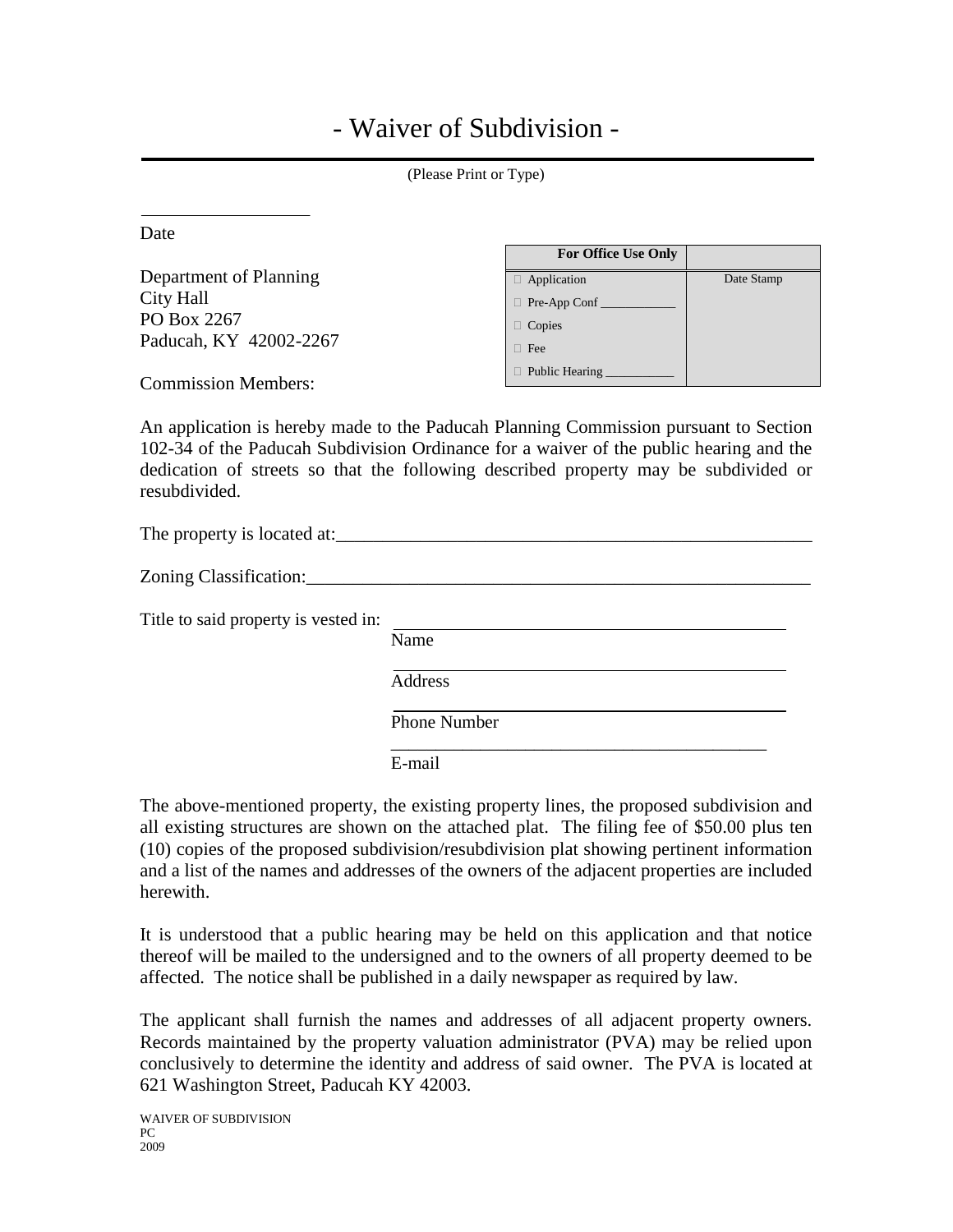# - Waiver of Subdivision -

(Please Print or Type)

\_\_\_\_\_\_\_\_\_\_\_\_\_\_\_\_\_\_\_\_
Date

| For Office Use Only | |
|---|---|
| □ Application | Date Stamp |
| □ Pre-App Conf \_\_\_\_\_\_\_\_\_\_\_ | |
| □ Copies | |
| □ Fee | |
| □ Public Hearing \_\_\_\_\_\_\_\_\_\_\_ | |

Department of Planning
City Hall
PO Box 2267
Paducah, KY 42002-2267

Commission Members:

An application is hereby made to the Paducah Planning Commission pursuant to Section 102-34 of the Paducah Subdivision Ordinance for a waiver of the public hearing and the dedication of streets so that the following described property may be subdivided or resubdivided.

The property is located at:\_\_\_\_\_\_\_\_\_\_\_\_\_\_\_\_\_\_\_\_\_\_\_\_\_\_\_\_\_\_\_\_\_\_\_\_\_\_\_\_\_\_\_\_\_\_\_\_\_\_\_\_

Zoning Classification:\_\_\_\_\_\_\_\_\_\_\_\_\_\_\_\_\_\_\_\_\_\_\_\_\_\_\_\_\_\_\_\_\_\_\_\_\_\_\_\_\_\_\_\_\_\_\_\_\_\_\_\_\_\_\_

Title to said property is vested in: \_\_\_\_\_\_\_\_\_\_\_\_\_\_\_\_\_\_\_\_\_\_\_\_\_\_\_\_\_\_\_\_\_\_\_\_\_\_\_\_\_\_\_\_
Name

\_\_\_\_\_\_\_\_\_\_\_\_\_\_\_\_\_\_\_\_\_\_\_\_\_\_\_\_\_\_\_\_\_\_\_\_\_\_\_\_\_\_\_\_
Address

\_\_\_\_\_\_\_\_\_\_\_\_\_\_\_\_\_\_\_\_\_\_\_\_\_\_\_\_\_\_\_\_\_\_\_\_\_\_\_\_\_\_\_\_
Phone Number

\_\_\_\_\_\_\_\_\_\_\_\_\_\_\_\_\_\_\_\_\_\_\_\_\_\_\_\_\_\_\_\_\_\_\_\_\_\_\_\_\_\_\_\_
E-mail

The above-mentioned property, the existing property lines, the proposed subdivision and all existing structures are shown on the attached plat. The filing fee of $50.00 plus ten (10) copies of the proposed subdivision/resubdivision plat showing pertinent information and a list of the names and addresses of the owners of the adjacent properties are included herewith.

It is understood that a public hearing may be held on this application and that notice thereof will be mailed to the undersigned and to the owners of all property deemed to be affected. The notice shall be published in a daily newspaper as required by law.

The applicant shall furnish the names and addresses of all adjacent property owners. Records maintained by the property valuation administrator (PVA) may be relied upon conclusively to determine the identity and address of said owner. The PVA is located at 621 Washington Street, Paducah KY 42003.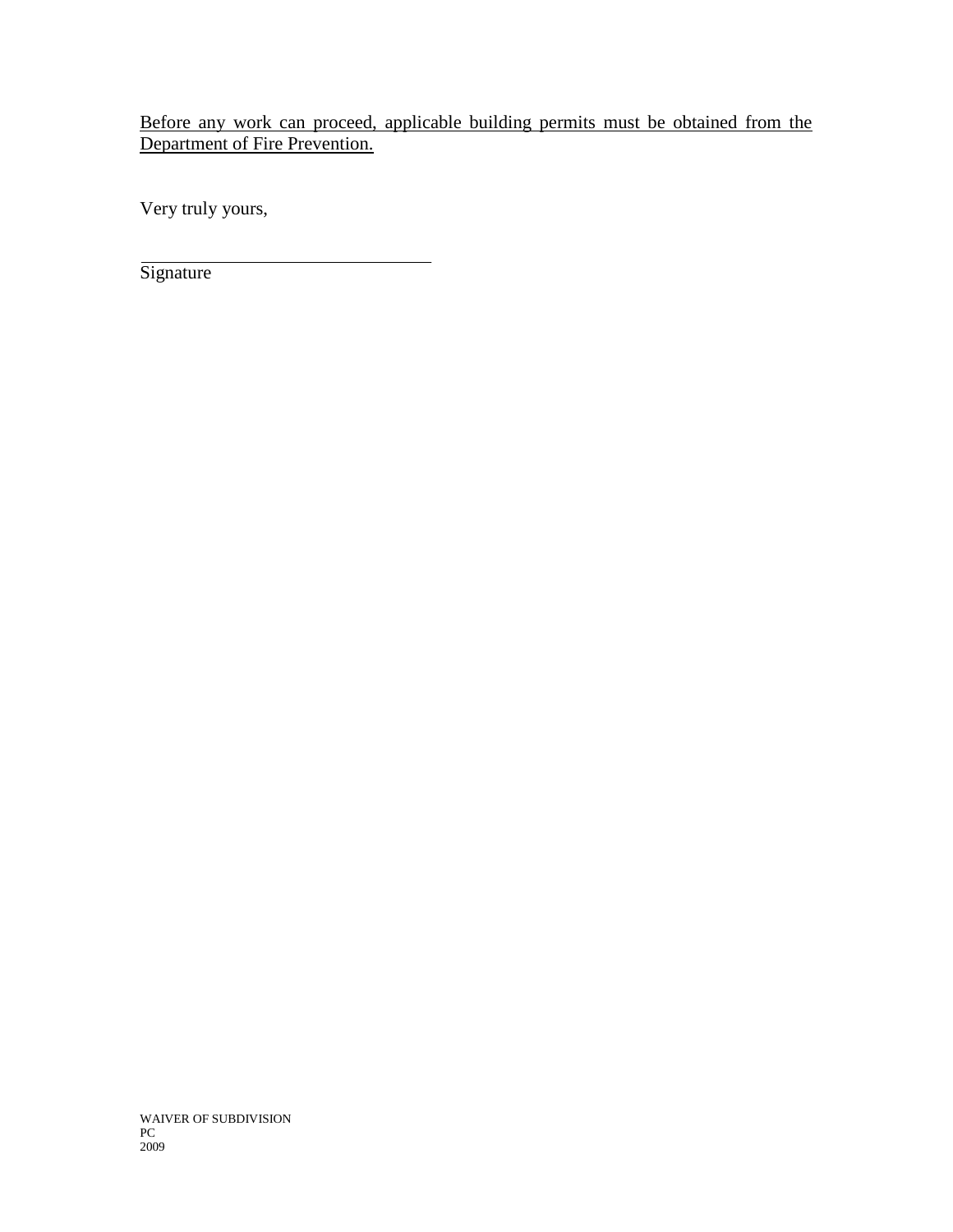<u>Before any work can proceed, applicable building permits must be obtained from the Department of Fire Prevention.</u>

Very truly yours,

\_\_\_\_\_\_\_\_\_\_\_\_\_\_\_\_\_\_\_\_\_\_\_\_\_\_\_\_\_\_\_\_

Signature

WAIVER OF SUBDIVISION
PC
2009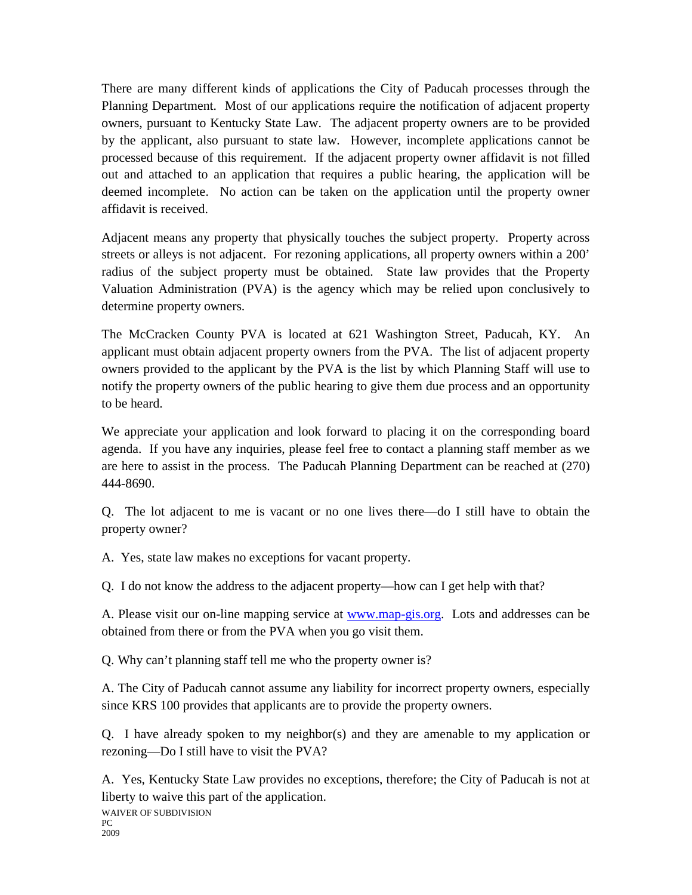There are many different kinds of applications the City of Paducah processes through the Planning Department. Most of our applications require the notification of adjacent property owners, pursuant to Kentucky State Law. The adjacent property owners are to be provided by the applicant, also pursuant to state law. However, incomplete applications cannot be processed because of this requirement. If the adjacent property owner affidavit is not filled out and attached to an application that requires a public hearing, the application will be deemed incomplete. No action can be taken on the application until the property owner affidavit is received.

Adjacent means any property that physically touches the subject property. Property across streets or alleys is not adjacent. For rezoning applications, all property owners within a 200' radius of the subject property must be obtained. State law provides that the Property Valuation Administration (PVA) is the agency which may be relied upon conclusively to determine property owners.

The McCracken County PVA is located at 621 Washington Street, Paducah, KY. An applicant must obtain adjacent property owners from the PVA. The list of adjacent property owners provided to the applicant by the PVA is the list by which Planning Staff will use to notify the property owners of the public hearing to give them due process and an opportunity to be heard.

We appreciate your application and look forward to placing it on the corresponding board agenda. If you have any inquiries, please feel free to contact a planning staff member as we are here to assist in the process. The Paducah Planning Department can be reached at (270) 444-8690.

Q. The lot adjacent to me is vacant or no one lives there—do I still have to obtain the property owner?

A. Yes, state law makes no exceptions for vacant property.

Q. I do not know the address to the adjacent property—how can I get help with that?

A. Please visit our on-line mapping service at www.map-gis.org. Lots and addresses can be obtained from there or from the PVA when you go visit them.

Q. Why can't planning staff tell me who the property owner is?

A. The City of Paducah cannot assume any liability for incorrect property owners, especially since KRS 100 provides that applicants are to provide the property owners.

Q. I have already spoken to my neighbor(s) and they are amenable to my application or rezoning—Do I still have to visit the PVA?

A. Yes, Kentucky State Law provides no exceptions, therefore; the City of Paducah is not at liberty to waive this part of the application.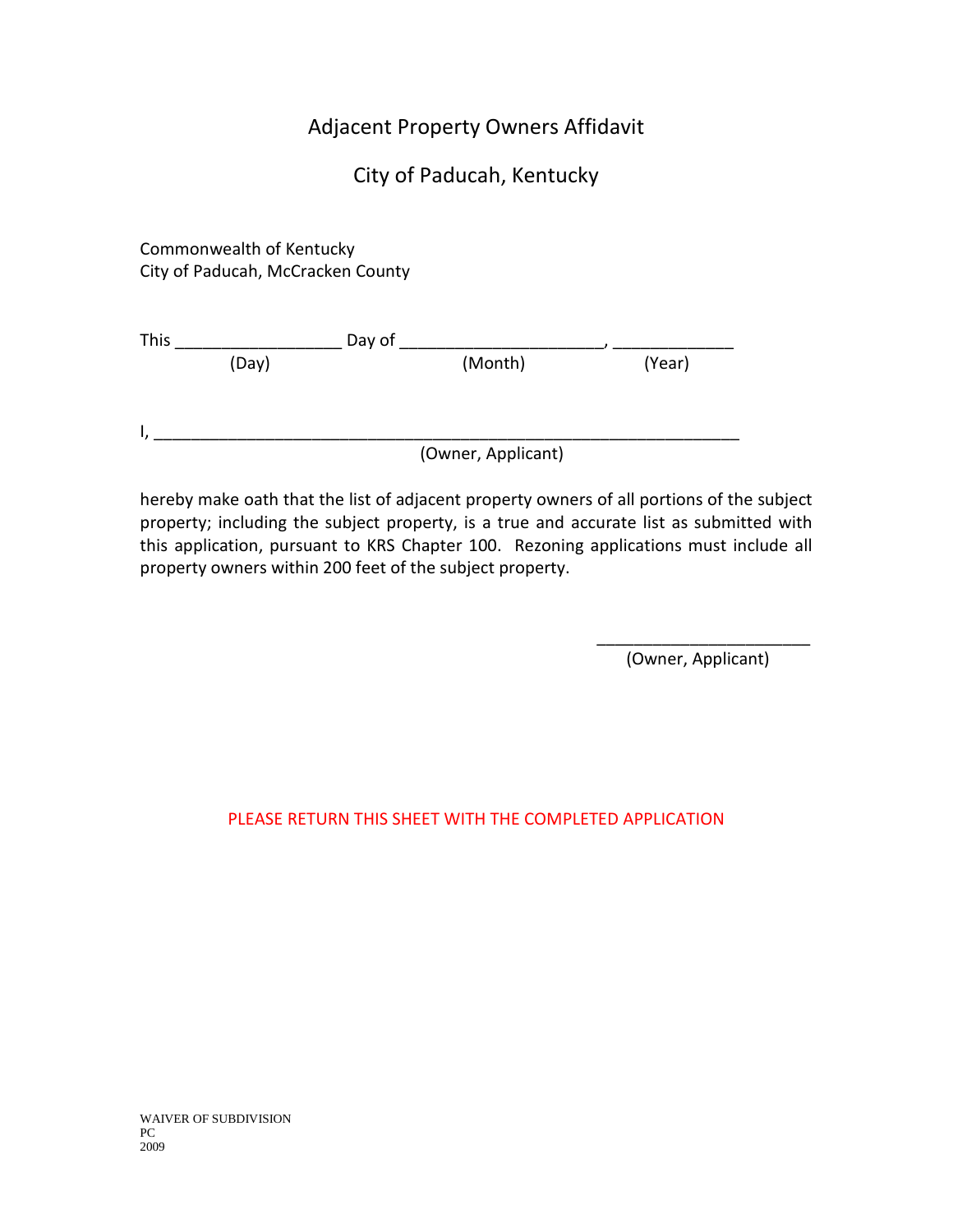# Adjacent Property Owners Affidavit

## City of Paducah, Kentucky

Commonwealth of Kentucky
City of Paducah, McCracken County

This ___________________ Day of ______________________, _____________
(Day) (Month) (Year)

I, ____________________________________________________________________
(Owner, Applicant)

hereby make oath that the list of adjacent property owners of all portions of the subject property; including the subject property, is a true and accurate list as submitted with this application, pursuant to KRS Chapter 100. Rezoning applications must include all property owners within 200 feet of the subject property.

________________________
(Owner, Applicant)

PLEASE RETURN THIS SHEET WITH THE COMPLETED APPLICATION

WAIVER OF SUBDIVISION
PC
2009